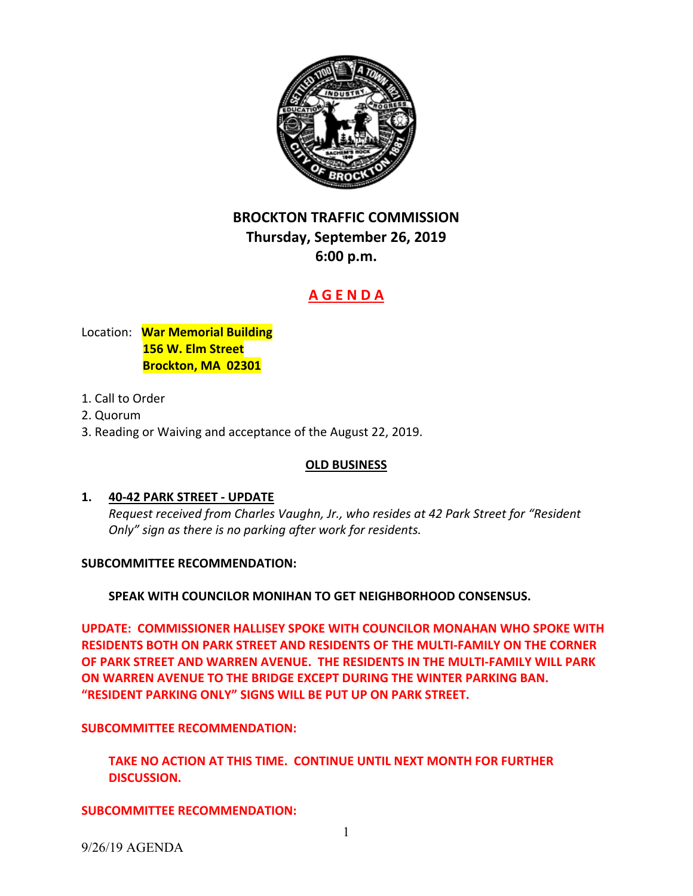# BROCKTON TRAFFIC COMMISSION
## Thursday, September 26, 2019
## 6:00 p.m.

## A G E N D A

Location: **War Memorial Building**
**156 W. Elm Street**
**Brockton, MA 02301**

1. Call to Order
2. Quorum
3. Reading or Waiving and acceptance of the August 22, 2019.

### OLD BUSINESS

**1. 40-42 PARK STREET - UPDATE**

*Request received from Charles Vaughn, Jr., who resides at 42 Park Street for "Resident Only" sign as there is no parking after work for residents.*

**SUBCOMMITTEE RECOMMENDATION:**

**SPEAK WITH COUNCILOR MONIHAN TO GET NEIGHBORHOOD CONSENSUS.**

**UPDATE: COMMISSIONER HALLISEY SPOKE WITH COUNCILOR MONAHAN WHO SPOKE WITH RESIDENTS BOTH ON PARK STREET AND RESIDENTS OF THE MULTI-FAMILY ON THE CORNER OF PARK STREET AND WARREN AVENUE. THE RESIDENTS IN THE MULTI-FAMILY WILL PARK ON WARREN AVENUE TO THE BRIDGE EXCEPT DURING THE WINTER PARKING BAN. "RESIDENT PARKING ONLY" SIGNS WILL BE PUT UP ON PARK STREET.**

**SUBCOMMITTEE RECOMMENDATION:**

**TAKE NO ACTION AT THIS TIME. CONTINUE UNTIL NEXT MONTH FOR FURTHER DISCUSSION.**

**SUBCOMMITTEE RECOMMENDATION:**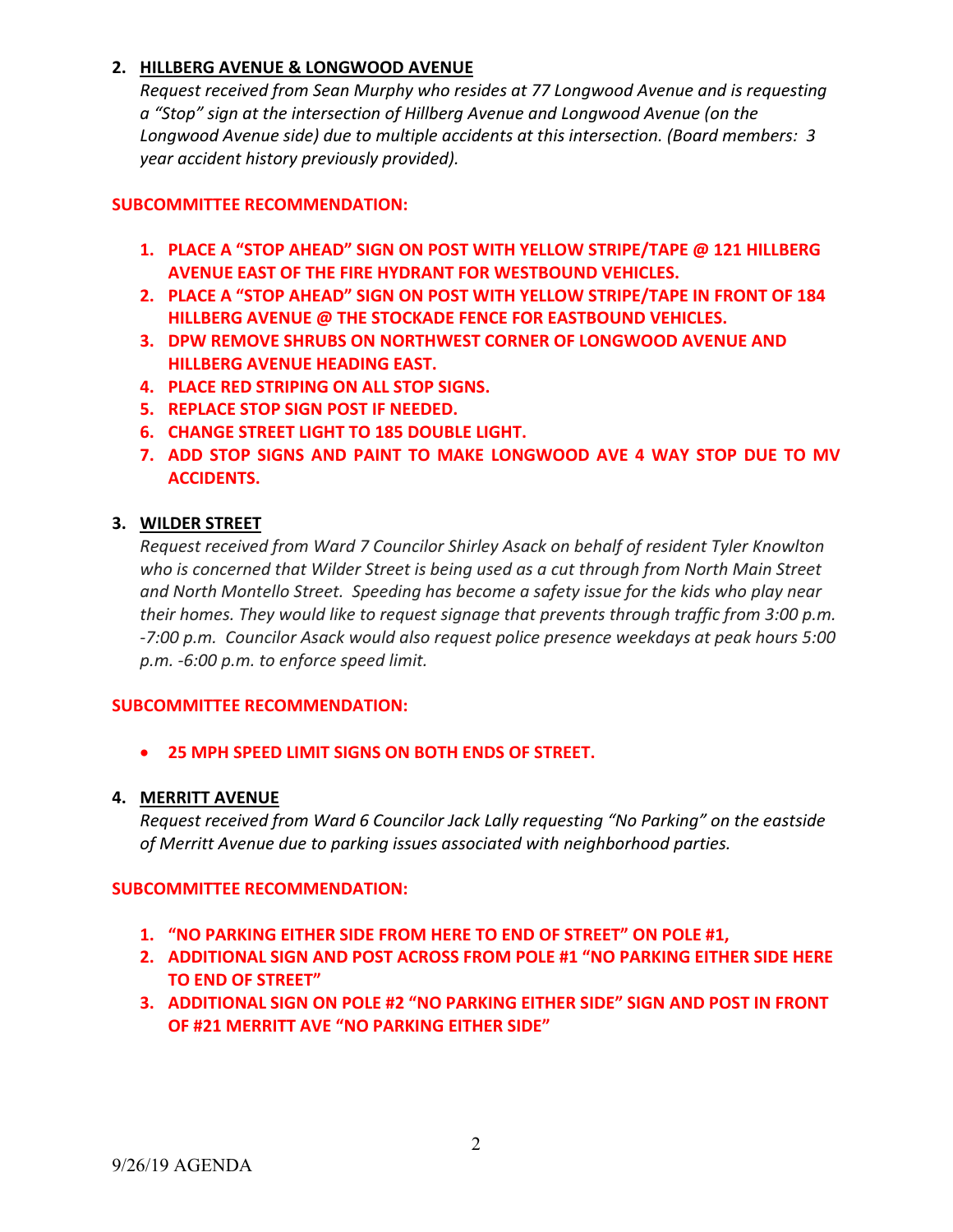2. **HILLBERG AVENUE & LONGWOOD AVENUE**

   *Request received from Sean Murphy who resides at 77 Longwood Avenue and is requesting a "Stop" sign at the intersection of Hillberg Avenue and Longwood Avenue (on the Longwood Avenue side) due to multiple accidents at this intersection. (Board members: 3 year accident history previously provided).*

**SUBCOMMITTEE RECOMMENDATION:**

1. **PLACE A "STOP AHEAD" SIGN ON POST WITH YELLOW STRIPE/TAPE @ 121 HILLBERG AVENUE EAST OF THE FIRE HYDRANT FOR WESTBOUND VEHICLES.**
2. **PLACE A "STOP AHEAD" SIGN ON POST WITH YELLOW STRIPE/TAPE IN FRONT OF 184 HILLBERG AVENUE @ THE STOCKADE FENCE FOR EASTBOUND VEHICLES.**
3. **DPW REMOVE SHRUBS ON NORTHWEST CORNER OF LONGWOOD AVENUE AND HILLBERG AVENUE HEADING EAST.**
4. **PLACE RED STRIPING ON ALL STOP SIGNS.**
5. **REPLACE STOP SIGN POST IF NEEDED.**
6. **CHANGE STREET LIGHT TO 185 DOUBLE LIGHT.**
7. **ADD STOP SIGNS AND PAINT TO MAKE LONGWOOD AVE 4 WAY STOP DUE TO MV ACCIDENTS.**

3. **WILDER STREET**

   *Request received from Ward 7 Councilor Shirley Asack on behalf of resident Tyler Knowlton who is concerned that Wilder Street is being used as a cut through from North Main Street and North Montello Street. Speeding has become a safety issue for the kids who play near their homes. They would like to request signage that prevents through traffic from 3:00 p.m. -7:00 p.m. Councilor Asack would also request police presence weekdays at peak hours 5:00 p.m. -6:00 p.m. to enforce speed limit.*

**SUBCOMMITTEE RECOMMENDATION:**

- **25 MPH SPEED LIMIT SIGNS ON BOTH ENDS OF STREET.**

4. **MERRITT AVENUE**

   *Request received from Ward 6 Councilor Jack Lally requesting "No Parking" on the eastside of Merritt Avenue due to parking issues associated with neighborhood parties.*

**SUBCOMMITTEE RECOMMENDATION:**

1. **"NO PARKING EITHER SIDE FROM HERE TO END OF STREET" ON POLE #1,**
2. **ADDITIONAL SIGN AND POST ACROSS FROM POLE #1 "NO PARKING EITHER SIDE HERE TO END OF STREET"**
3. **ADDITIONAL SIGN ON POLE #2 "NO PARKING EITHER SIDE" SIGN AND POST IN FRONT OF #21 MERRITT AVE "NO PARKING EITHER SIDE"**

9/26/19 AGENDA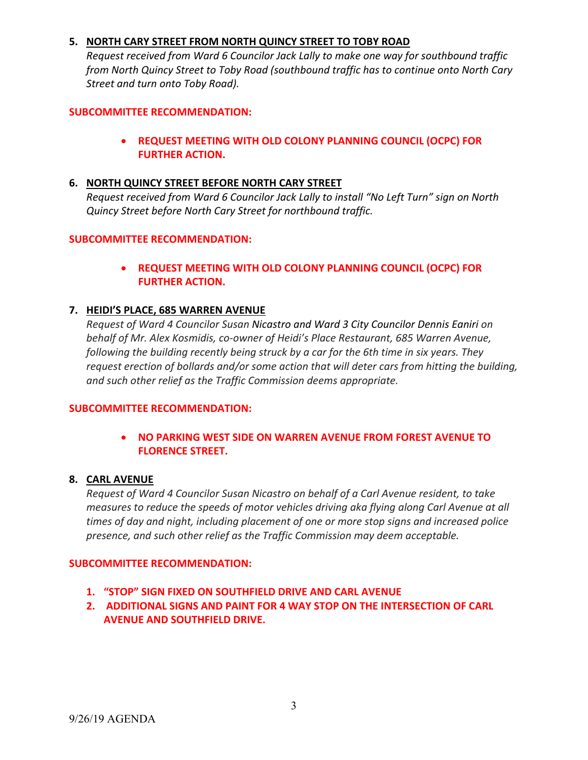5. **<u>NORTH CARY STREET FROM NORTH QUINCY STREET TO TOBY ROAD</u>**

   *Request received from Ward 6 Councilor Jack Lally to make one way for southbound traffic from North Quincy Street to Toby Road (southbound traffic has to continue onto North Cary Street and turn onto Toby Road).*

**SUBCOMMITTEE RECOMMENDATION:**

- **REQUEST MEETING WITH OLD COLONY PLANNING COUNCIL (OCPC) FOR FURTHER ACTION.**

6. **<u>NORTH QUINCY STREET BEFORE NORTH CARY STREET</u>**

   *Request received from Ward 6 Councilor Jack Lally to install "No Left Turn" sign on North Quincy Street before North Cary Street for northbound traffic.*

**SUBCOMMITTEE RECOMMENDATION:**

- **REQUEST MEETING WITH OLD COLONY PLANNING COUNCIL (OCPC) FOR FURTHER ACTION.**

7. **<u>HEIDI'S PLACE, 685 WARREN AVENUE</u>**

   *Request of Ward 4 Councilor Susan Nicastro and Ward 3 City Councilor Dennis Eaniri on behalf of Mr. Alex Kosmidis, co-owner of Heidi's Place Restaurant, 685 Warren Avenue, following the building recently being struck by a car for the 6th time in six years. They request erection of bollards and/or some action that will deter cars from hitting the building, and such other relief as the Traffic Commission deems appropriate.*

**SUBCOMMITTEE RECOMMENDATION:**

- **NO PARKING WEST SIDE ON WARREN AVENUE FROM FOREST AVENUE TO FLORENCE STREET.**

8. **<u>CARL AVENUE</u>**

   *Request of Ward 4 Councilor Susan Nicastro on behalf of a Carl Avenue resident, to take measures to reduce the speeds of motor vehicles driving aka flying along Carl Avenue at all times of day and night, including placement of one or more stop signs and increased police presence, and such other relief as the Traffic Commission may deem acceptable.*

**SUBCOMMITTEE RECOMMENDATION:**

1. **"STOP" SIGN FIXED ON SOUTHFIELD DRIVE AND CARL AVENUE**
2. **ADDITIONAL SIGNS AND PAINT FOR 4 WAY STOP ON THE INTERSECTION OF CARL AVENUE AND SOUTHFIELD DRIVE.**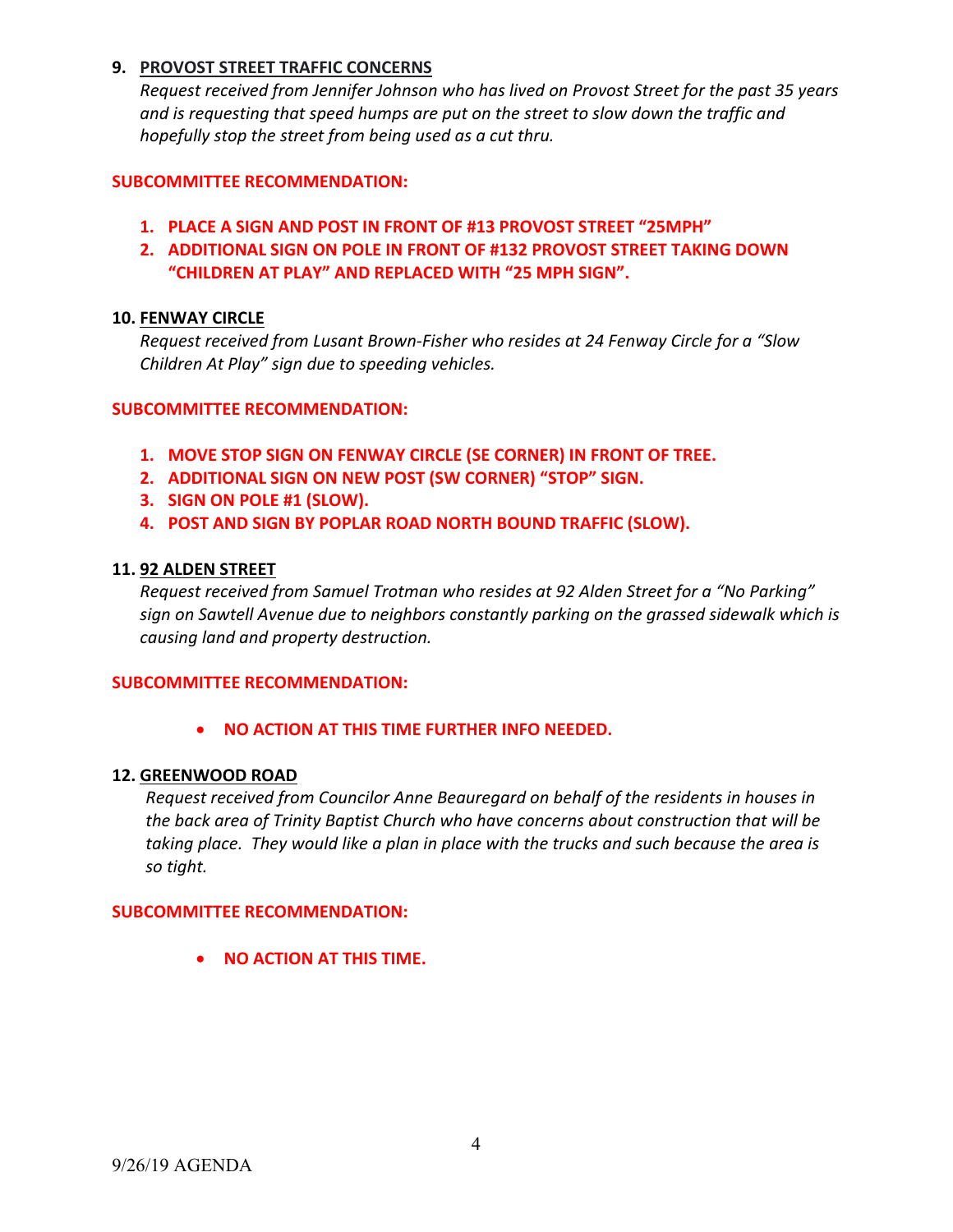**9. <u>PROVOST STREET TRAFFIC CONCERNS</u>**

*Request received from Jennifer Johnson who has lived on Provost Street for the past 35 years and is requesting that speed humps are put on the street to slow down the traffic and hopefully stop the street from being used as a cut thru.*

**SUBCOMMITTEE RECOMMENDATION:**

1. **PLACE A SIGN AND POST IN FRONT OF #13 PROVOST STREET "25MPH"**
2. **ADDITIONAL SIGN ON POLE IN FRONT OF #132 PROVOST STREET TAKING DOWN "CHILDREN AT PLAY" AND REPLACED WITH "25 MPH SIGN".**

**10. <u>FENWAY CIRCLE</u>**

*Request received from Lusant Brown-Fisher who resides at 24 Fenway Circle for a "Slow Children At Play" sign due to speeding vehicles.*

**SUBCOMMITTEE RECOMMENDATION:**

1. **MOVE STOP SIGN ON FENWAY CIRCLE (SE CORNER) IN FRONT OF TREE.**
2. **ADDITIONAL SIGN ON NEW POST (SW CORNER) "STOP" SIGN.**
3. **SIGN ON POLE #1 (SLOW).**
4. **POST AND SIGN BY POPLAR ROAD NORTH BOUND TRAFFIC (SLOW).**

**11. <u>92 ALDEN STREET</u>**

*Request received from Samuel Trotman who resides at 92 Alden Street for a "No Parking" sign on Sawtell Avenue due to neighbors constantly parking on the grassed sidewalk which is causing land and property destruction.*

**SUBCOMMITTEE RECOMMENDATION:**

- **NO ACTION AT THIS TIME FURTHER INFO NEEDED.**

**12. <u>GREENWOOD ROAD</u>**

*Request received from Councilor Anne Beauregard on behalf of the residents in houses in the back area of Trinity Baptist Church who have concerns about construction that will be taking place. They would like a plan in place with the trucks and such because the area is so tight.*

**SUBCOMMITTEE RECOMMENDATION:**

- **NO ACTION AT THIS TIME.**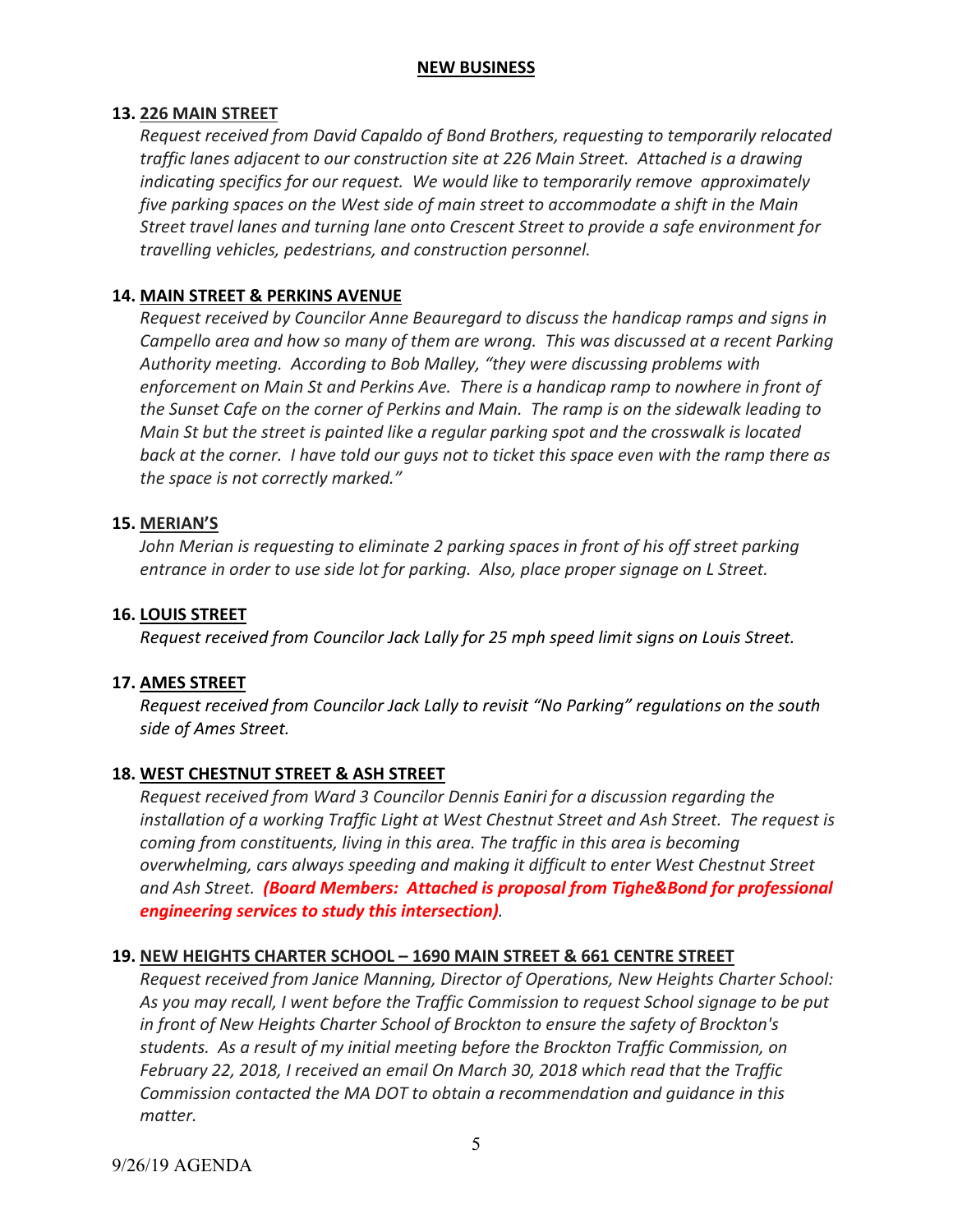## NEW BUSINESS

**13. 226 MAIN STREET**

*Request received from David Capaldo of Bond Brothers, requesting to temporarily relocated traffic lanes adjacent to our construction site at 226 Main Street. Attached is a drawing indicating specifics for our request. We would like to temporarily remove approximately five parking spaces on the West side of main street to accommodate a shift in the Main Street travel lanes and turning lane onto Crescent Street to provide a safe environment for travelling vehicles, pedestrians, and construction personnel.*

**14. MAIN STREET & PERKINS AVENUE**

*Request received by Councilor Anne Beauregard to discuss the handicap ramps and signs in Campello area and how so many of them are wrong. This was discussed at a recent Parking Authority meeting. According to Bob Malley, "they were discussing problems with enforcement on Main St and Perkins Ave. There is a handicap ramp to nowhere in front of the Sunset Cafe on the corner of Perkins and Main. The ramp is on the sidewalk leading to Main St but the street is painted like a regular parking spot and the crosswalk is located back at the corner. I have told our guys not to ticket this space even with the ramp there as the space is not correctly marked."*

**15. MERIAN'S**

*John Merian is requesting to eliminate 2 parking spaces in front of his off street parking entrance in order to use side lot for parking. Also, place proper signage on L Street.*

**16. LOUIS STREET**

*Request received from Councilor Jack Lally for 25 mph speed limit signs on Louis Street.*

**17. AMES STREET**

*Request received from Councilor Jack Lally to revisit "No Parking" regulations on the south side of Ames Street.*

**18. WEST CHESTNUT STREET & ASH STREET**

*Request received from Ward 3 Councilor Dennis Eaniri for a discussion regarding the installation of a working Traffic Light at West Chestnut Street and Ash Street. The request is coming from constituents, living in this area. The traffic in this area is becoming overwhelming, cars always speeding and making it difficult to enter West Chestnut Street and Ash Street.* ***(Board Members: Attached is proposal from Tighe&Bond for professional engineering services to study this intersection)****.*

**19. NEW HEIGHTS CHARTER SCHOOL – 1690 MAIN STREET & 661 CENTRE STREET**

*Request received from Janice Manning, Director of Operations, New Heights Charter School: As you may recall, I went before the Traffic Commission to request School signage to be put in front of New Heights Charter School of Brockton to ensure the safety of Brockton's students. As a result of my initial meeting before the Brockton Traffic Commission, on February 22, 2018, I received an email On March 30, 2018 which read that the Traffic Commission contacted the MA DOT to obtain a recommendation and guidance in this matter.*

9/26/19 AGENDA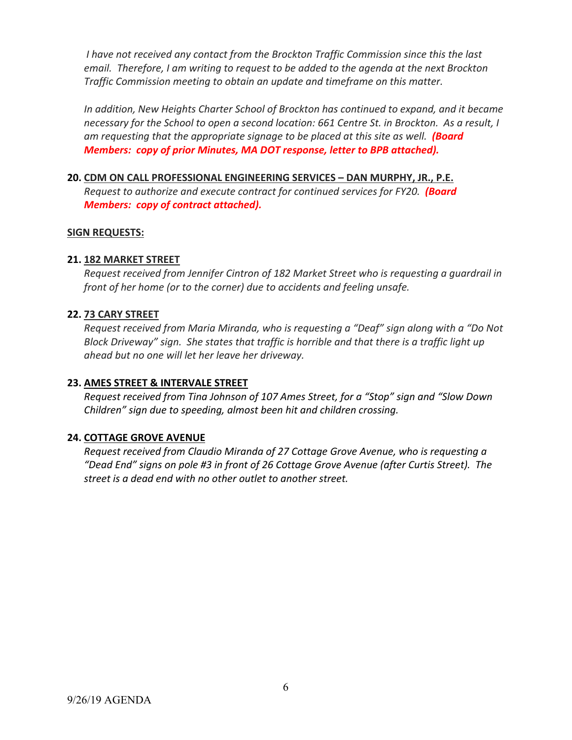*I have not received any contact from the Brockton Traffic Commission since this the last email. Therefore, I am writing to request to be added to the agenda at the next Brockton Traffic Commission meeting to obtain an update and timeframe on this matter.*

*In addition, New Heights Charter School of Brockton has continued to expand, and it became necessary for the School to open a second location: 661 Centre St. in Brockton. As a result, I am requesting that the appropriate signage to be placed at this site as well.* ***(Board Members: copy of prior Minutes, MA DOT response, letter to BPB attached).***

**20. CDM ON CALL PROFESSIONAL ENGINEERING SERVICES – DAN MURPHY, JR., P.E.**

*Request to authorize and execute contract for continued services for FY20.* ***(Board Members: copy of contract attached).***

**SIGN REQUESTS:**

**21. 182 MARKET STREET**

*Request received from Jennifer Cintron of 182 Market Street who is requesting a guardrail in front of her home (or to the corner) due to accidents and feeling unsafe.*

**22. 73 CARY STREET**

*Request received from Maria Miranda, who is requesting a "Deaf" sign along with a "Do Not Block Driveway" sign. She states that traffic is horrible and that there is a traffic light up ahead but no one will let her leave her driveway.*

**23. AMES STREET & INTERVALE STREET**

*Request received from Tina Johnson of 107 Ames Street, for a "Stop" sign and "Slow Down Children" sign due to speeding, almost been hit and children crossing.*

**24. COTTAGE GROVE AVENUE**

*Request received from Claudio Miranda of 27 Cottage Grove Avenue, who is requesting a "Dead End" signs on pole #3 in front of 26 Cottage Grove Avenue (after Curtis Street). The street is a dead end with no other outlet to another street.*